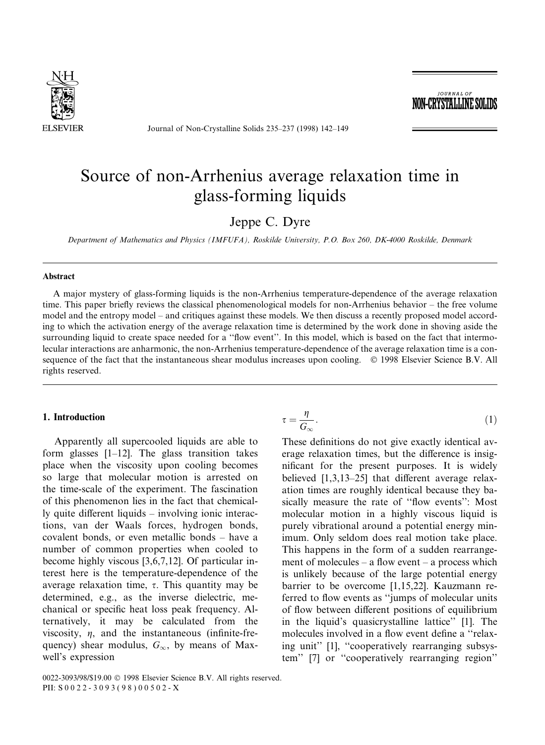# Source of non-Arrhenius average relaxation time in glass-forming liquids

Jeppe C. Dyre

*Department of Mathematics and Physics (IMFUFA), Roskilde University, P.O. Box 260, DK-4000 Roskilde, Denmark*

## Abstract

A major mystery of glass-forming liquids is the non-Arrhenius temperature-dependence of the average relaxation time. This paper briefly reviews the classical phenomenological models for non-Arrhenius behavior – the free volume model and the entropy model – and critiques against these models. We then discuss a recently proposed model according to which the activation energy of the average relaxation time is determined by the work done in shoving aside the surrounding liquid to create space needed for a "flow event". In this model, which is based on the fact that intermolecular interactions are anharmonic, the non-Arrhenius temperature-dependence of the average relaxation time is a consequence of the fact that the instantaneous shear modulus increases upon cooling. © 1998 Elsevier Science B.V. All rights reserved.

## 1. Introduction

Apparently all supercooled liquids are able to form glasses [1–12]. The glass transition takes place when the viscosity upon cooling becomes so large that molecular motion is arrested on the time-scale of the experiment. The fascination of this phenomenon lies in the fact that chemically quite different liquids – involving ionic interactions, van der Waals forces, hydrogen bonds, covalent bonds, or even metallic bonds – have a number of common properties when cooled to become highly viscous [3,6,7,12]. Of particular interest here is the temperature-dependence of the average relaxation time, $\tau$. This quantity may be determined, e.g., as the inverse dielectric, mechanical or specific heat loss peak frequency. Alternatively, it may be calculated from the viscosity, $\eta$, and the instantaneous (infinite-frequency) shear modulus, $G_\infty$, by means of Maxwell's expression

$$\tau = \frac{\eta}{G_\infty}. \tag{1}$$

These definitions do not give exactly identical average relaxation times, but the difference is insignificant for the present purposes. It is widely believed [1,3,13–25] that different average relaxation times are roughly identical because they basically measure the rate of "flow events": Most molecular motion in a highly viscous liquid is purely vibrational around a potential energy minimum. Only seldom does real motion take place. This happens in the form of a sudden rearrangement of molecules – a flow event – a process which is unlikely because of the large potential energy barrier to be overcome [1,15,22]. Kauzmann referred to flow events as "jumps of molecular units of flow between different positions of equilibrium in the liquid's quasicrystalline lattice" [1]. The molecules involved in a flow event define a "relaxing unit" [1], "cooperatively rearranging subsystem" [7] or "cooperatively rearranging region"

0022-3093/98/$19.00 © 1998 Elsevier Science B.V. All rights reserved.
PII: S 0 0 2 2 - 3 0 9 3 ( 9 8 ) 0 0 5 0 2 - X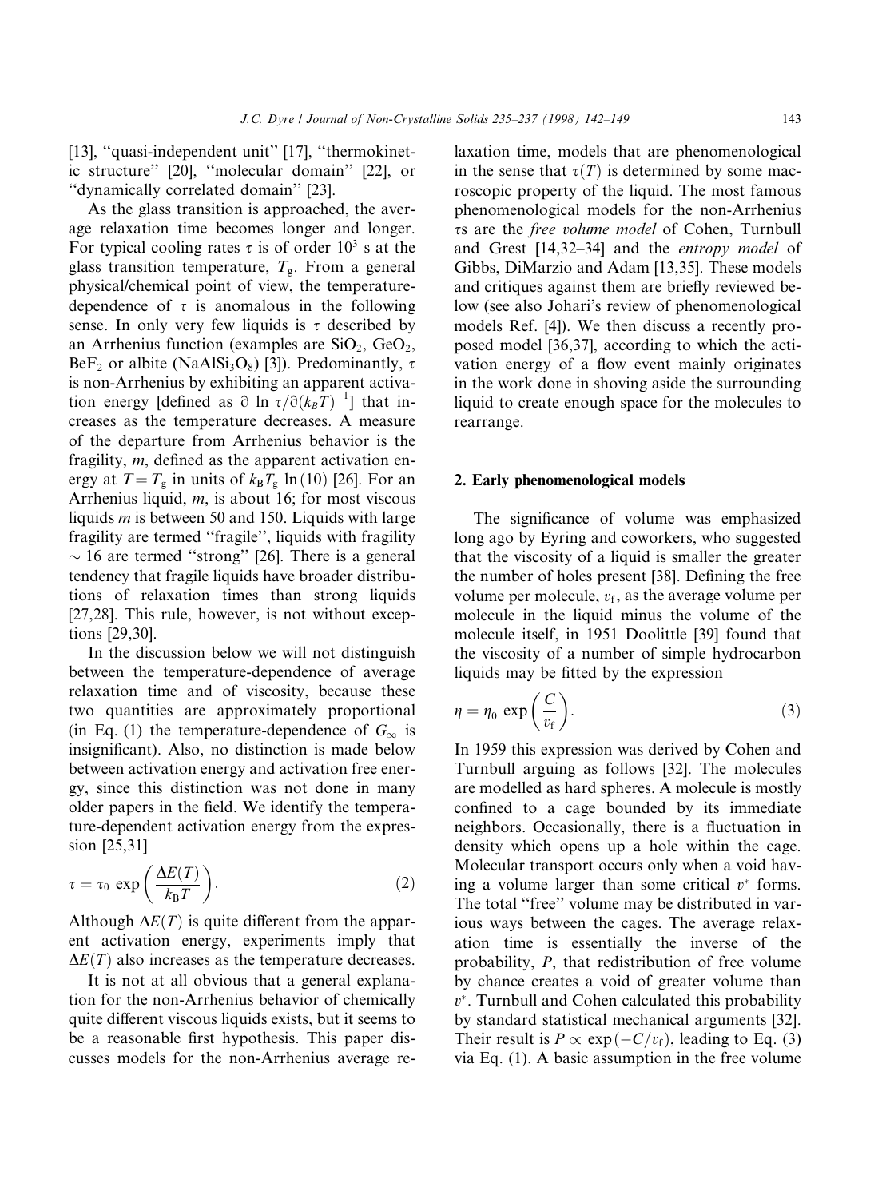[13], ''quasi-independent unit'' [17], ''thermokinetic structure'' [20], ''molecular domain'' [22], or ''dynamically correlated domain'' [23].

As the glass transition is approached, the average relaxation time becomes longer and longer. For typical cooling rates $\tau$ is of order $10^3$ s at the glass transition temperature, $T_g$. From a general physical/chemical point of view, the temperature-dependence of $\tau$ is anomalous in the following sense. In only very few liquids is $\tau$ described by an Arrhenius function (examples are $SiO_2$, $GeO_2$, $BeF_2$ or albite ($NaAlSi_3O_8$) [3]). Predominantly, $\tau$ is non-Arrhenius by exhibiting an apparent activation energy [defined as $\partial \ln \tau / \partial (k_B T)^{-1}$] that increases as the temperature decreases. A measure of the departure from Arrhenius behavior is the fragility, $m$, defined as the apparent activation energy at $T = T_g$ in units of $k_B T_g \ln(10)$ [26]. For an Arrhenius liquid, $m$, is about 16; for most viscous liquids $m$ is between 50 and 150. Liquids with large fragility are termed ''fragile'', liquids with fragility $\sim 16$ are termed ''strong'' [26]. There is a general tendency that fragile liquids have broader distributions of relaxation times than strong liquids [27,28]. This rule, however, is not without exceptions [29,30].

In the discussion below we will not distinguish between the temperature-dependence of average relaxation time and of viscosity, because these two quantities are approximately proportional (in Eq. (1) the temperature-dependence of $G_\infty$ is insignificant). Also, no distinction is made below between activation energy and activation free energy, since this distinction was not done in many older papers in the field. We identify the temperature-dependent activation energy from the expression [25,31]

$$\tau = \tau_0 \exp\left(\frac{\Delta E(T)}{k_B T}\right). \tag{2}$$

Although $\Delta E(T)$ is quite different from the apparent activation energy, experiments imply that $\Delta E(T)$ also increases as the temperature decreases.

It is not at all obvious that a general explanation for the non-Arrhenius behavior of chemically quite different viscous liquids exists, but it seems to be a reasonable first hypothesis. This paper discusses models for the non-Arrhenius average relaxation time, models that are phenomenological in the sense that $\tau(T)$ is determined by some macroscopic property of the liquid. The most famous phenomenological models for the non-Arrhenius $\tau$s are the *free volume model* of Cohen, Turnbull and Grest [14,32–34] and the *entropy model* of Gibbs, DiMarzio and Adam [13,35]. These models and critiques against them are briefly reviewed below (see also Johari's review of phenomenological models Ref. [4]). We then discuss a recently proposed model [36,37], according to which the activation energy of a flow event mainly originates in the work done in shoving aside the surrounding liquid to create enough space for the molecules to rearrange.

## 2. Early phenomenological models

The significance of volume was emphasized long ago by Eyring and coworkers, who suggested that the viscosity of a liquid is smaller the greater the number of holes present [38]. Defining the free volume per molecule, $v_f$, as the average volume per molecule in the liquid minus the volume of the molecule itself, in 1951 Doolittle [39] found that the viscosity of a number of simple hydrocarbon liquids may be fitted by the expression

$$\eta = \eta_0 \exp\left(\frac{C}{v_f}\right). \tag{3}$$

In 1959 this expression was derived by Cohen and Turnbull arguing as follows [32]. The molecules are modelled as hard spheres. A molecule is mostly confined to a cage bounded by its immediate neighbors. Occasionally, there is a fluctuation in density which opens up a hole within the cage. Molecular transport occurs only when a void having a volume larger than some critical $v^*$ forms. The total ''free'' volume may be distributed in various ways between the cages. The average relaxation time is essentially the inverse of the probability, $P$, that redistribution of free volume by chance creates a void of greater volume than $v^*$. Turnbull and Cohen calculated this probability by standard statistical mechanical arguments [32]. Their result is $P \propto \exp(-C/v_f)$, leading to Eq. (3) via Eq. (1). A basic assumption in the free volume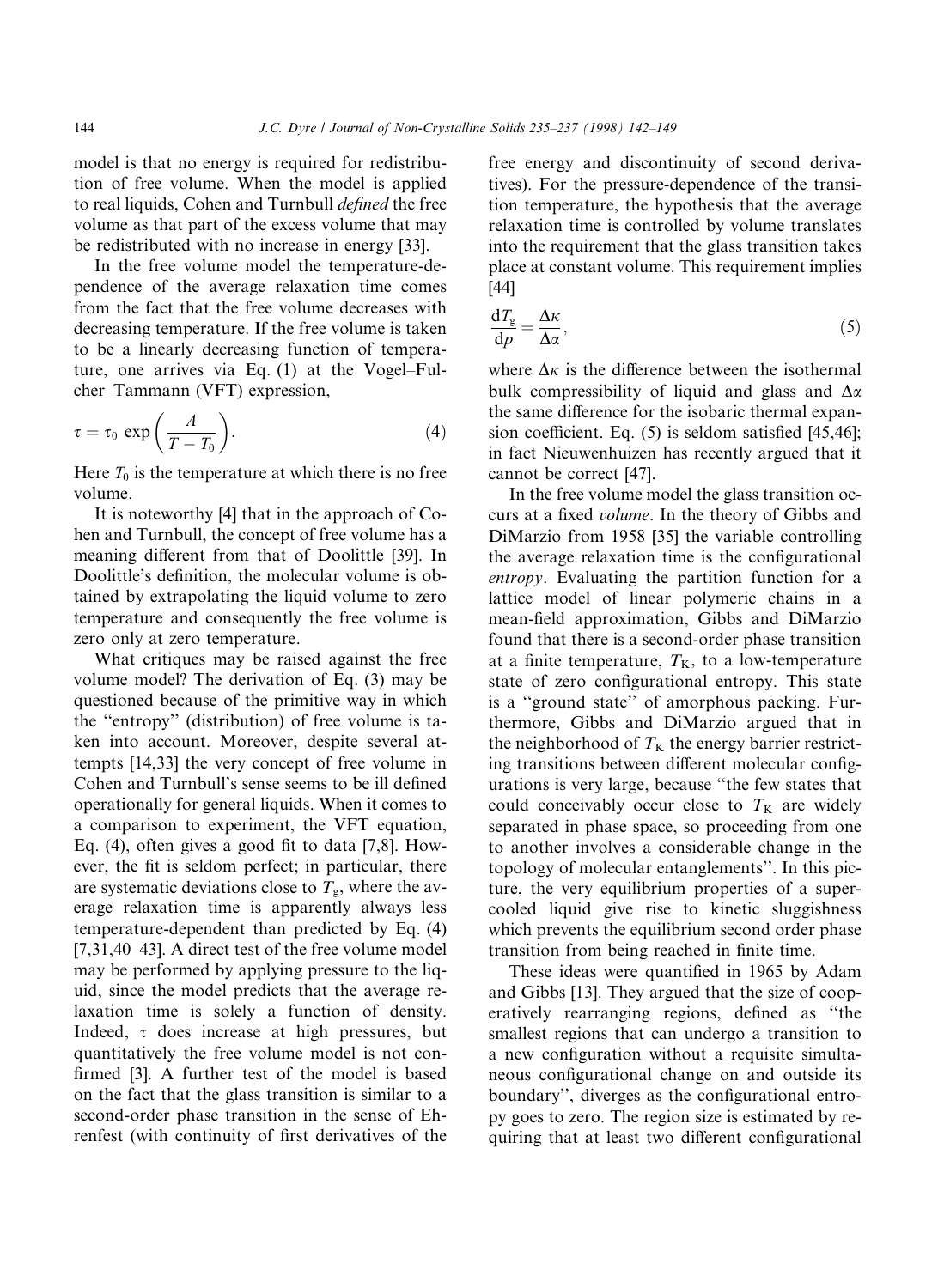model is that no energy is required for redistribution of free volume. When the model is applied to real liquids, Cohen and Turnbull *defined* the free volume as that part of the excess volume that may be redistributed with no increase in energy [33].

In the free volume model the temperature-dependence of the average relaxation time comes from the fact that the free volume decreases with decreasing temperature. If the free volume is taken to be a linearly decreasing function of temperature, one arrives via Eq. (1) at the Vogel–Fulcher–Tammann (VFT) expression,

$$\tau = \tau_0 \exp\left(\frac{A}{T - T_0}\right). \tag{4}$$

Here $T_0$ is the temperature at which there is no free volume.

It is noteworthy [4] that in the approach of Cohen and Turnbull, the concept of free volume has a meaning different from that of Doolittle [39]. In Doolittle's definition, the molecular volume is obtained by extrapolating the liquid volume to zero temperature and consequently the free volume is zero only at zero temperature.

What critiques may be raised against the free volume model? The derivation of Eq. (3) may be questioned because of the primitive way in which the "entropy" (distribution) of free volume is taken into account. Moreover, despite several attempts [14,33] the very concept of free volume in Cohen and Turnbull's sense seems to be ill defined operationally for general liquids. When it comes to a comparison to experiment, the VFT equation, Eq. (4), often gives a good fit to data [7,8]. However, the fit is seldom perfect; in particular, there are systematic deviations close to $T_g$, where the average relaxation time is apparently always less temperature-dependent than predicted by Eq. (4) [7,31,40–43]. A direct test of the free volume model may be performed by applying pressure to the liquid, since the model predicts that the average relaxation time is solely a function of density. Indeed, $\tau$ does increase at high pressures, but quantitatively the free volume model is not confirmed [3]. A further test of the model is based on the fact that the glass transition is similar to a second-order phase transition in the sense of Ehrenfest (with continuity of first derivatives of the free energy and discontinuity of second derivatives). For the pressure-dependence of the transition temperature, the hypothesis that the average relaxation time is controlled by volume translates into the requirement that the glass transition takes place at constant volume. This requirement implies [44]

$$\frac{dT_g}{dp} = \frac{\Delta\kappa}{\Delta\alpha}, \tag{5}$$

where $\Delta\kappa$ is the difference between the isothermal bulk compressibility of liquid and glass and $\Delta\alpha$ the same difference for the isobaric thermal expansion coefficient. Eq. (5) is seldom satisfied [45,46]; in fact Nieuwenhuizen has recently argued that it cannot be correct [47].

In the free volume model the glass transition occurs at a fixed *volume*. In the theory of Gibbs and DiMarzio from 1958 [35] the variable controlling the average relaxation time is the configurational *entropy*. Evaluating the partition function for a lattice model of linear polymeric chains in a mean-field approximation, Gibbs and DiMarzio found that there is a second-order phase transition at a finite temperature, $T_K$, to a low-temperature state of zero configurational entropy. This state is a "ground state" of amorphous packing. Furthermore, Gibbs and DiMarzio argued that in the neighborhood of $T_K$ the energy barrier restricting transitions between different molecular configurations is very large, because "the few states that could conceivably occur close to $T_K$ are widely separated in phase space, so proceeding from one to another involves a considerable change in the topology of molecular entanglements". In this picture, the very equilibrium properties of a supercooled liquid give rise to kinetic sluggishness which prevents the equilibrium second order phase transition from being reached in finite time.

These ideas were quantified in 1965 by Adam and Gibbs [13]. They argued that the size of cooperatively rearranging regions, defined as "the smallest regions that can undergo a transition to a new configuration without a requisite simultaneous configurational change on and outside its boundary", diverges as the configurational entropy goes to zero. The region size is estimated by requiring that at least two different configurational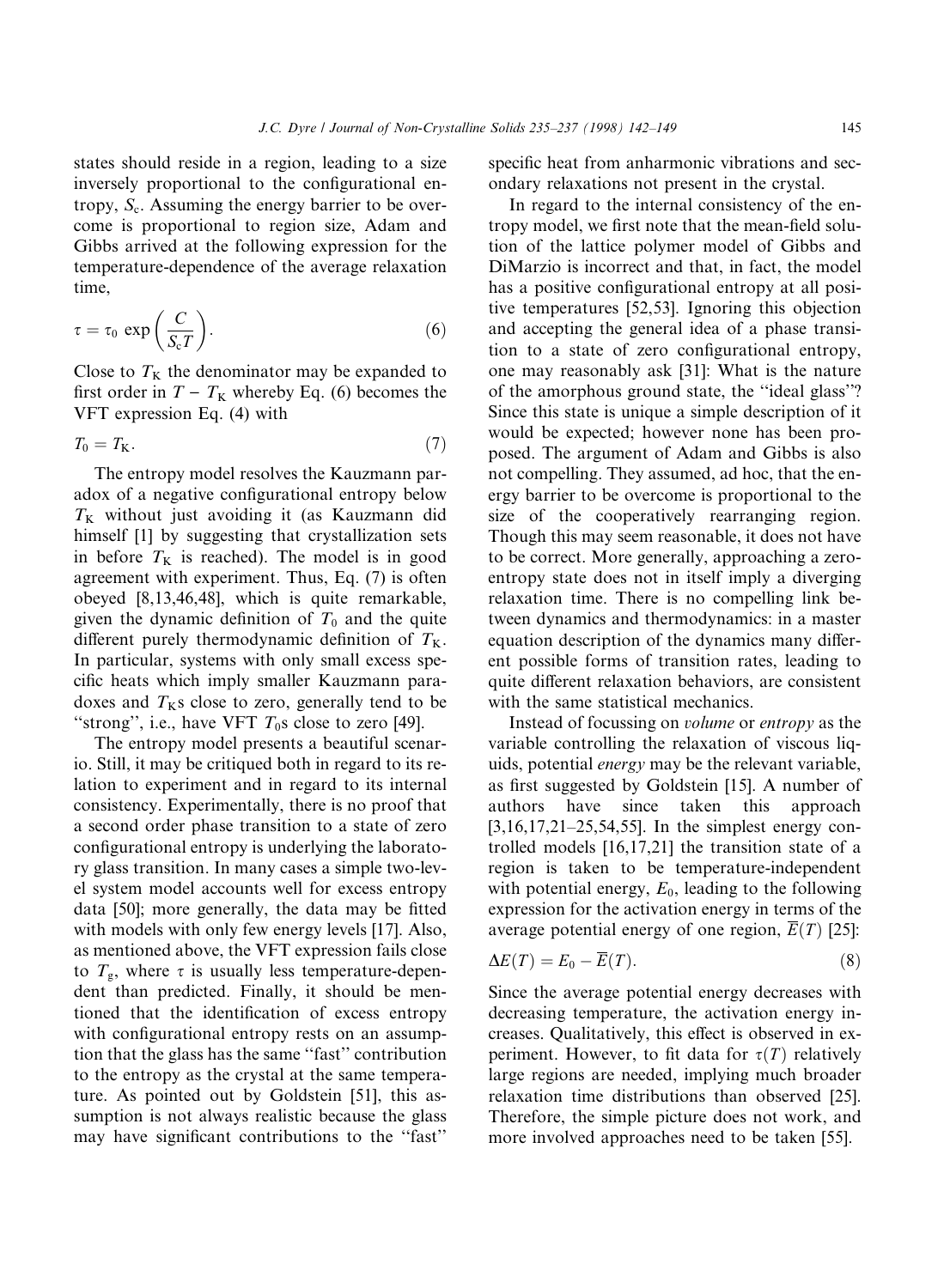states should reside in a region, leading to a size inversely proportional to the configurational entropy, $S_c$. Assuming the energy barrier to be overcome is proportional to region size, Adam and Gibbs arrived at the following expression for the temperature-dependence of the average relaxation time,

$$\tau = \tau_0 \exp\left(\frac{C}{S_c T}\right). \tag{6}$$

Close to $T_K$ the denominator may be expanded to first order in $T - T_K$ whereby Eq. (6) becomes the VFT expression Eq. (4) with

$$T_0 = T_K. \tag{7}$$

The entropy model resolves the Kauzmann paradox of a negative configurational entropy below $T_K$ without just avoiding it (as Kauzmann did himself [1] by suggesting that crystallization sets in before $T_K$ is reached). The model is in good agreement with experiment. Thus, Eq. (7) is often obeyed [8,13,46,48], which is quite remarkable, given the dynamic definition of $T_0$ and the quite different purely thermodynamic definition of $T_K$. In particular, systems with only small excess specific heats which imply smaller Kauzmann paradoxes and $T_K$s close to zero, generally tend to be ''strong'', i.e., have VFT $T_0$s close to zero [49].

The entropy model presents a beautiful scenario. Still, it may be critiqued both in regard to its relation to experiment and in regard to its internal consistency. Experimentally, there is no proof that a second order phase transition to a state of zero configurational entropy is underlying the laboratory glass transition. In many cases a simple two-level system model accounts well for excess entropy data [50]; more generally, the data may be fitted with models with only few energy levels [17]. Also, as mentioned above, the VFT expression fails close to $T_g$, where $\tau$ is usually less temperature-dependent than predicted. Finally, it should be mentioned that the identification of excess entropy with configurational entropy rests on an assumption that the glass has the same ''fast'' contribution to the entropy as the crystal at the same temperature. As pointed out by Goldstein [51], this assumption is not always realistic because the glass may have significant contributions to the ''fast'' specific heat from anharmonic vibrations and secondary relaxations not present in the crystal.

In regard to the internal consistency of the entropy model, we first note that the mean-field solution of the lattice polymer model of Gibbs and DiMarzio is incorrect and that, in fact, the model has a positive configurational entropy at all positive temperatures [52,53]. Ignoring this objection and accepting the general idea of a phase transition to a state of zero configurational entropy, one may reasonably ask [31]: What is the nature of the amorphous ground state, the ''ideal glass''? Since this state is unique a simple description of it would be expected; however none has been proposed. The argument of Adam and Gibbs is also not compelling. They assumed, ad hoc, that the energy barrier to be overcome is proportional to the size of the cooperatively rearranging region. Though this may seem reasonable, it does not have to be correct. More generally, approaching a zero-entropy state does not in itself imply a diverging relaxation time. There is no compelling link between dynamics and thermodynamics: in a master equation description of the dynamics many different possible forms of transition rates, leading to quite different relaxation behaviors, are consistent with the same statistical mechanics.

Instead of focussing on *volume* or *entropy* as the variable controlling the relaxation of viscous liquids, potential *energy* may be the relevant variable, as first suggested by Goldstein [15]. A number of authors have since taken this approach [3,16,17,21–25,54,55]. In the simplest energy controlled models [16,17,21] the transition state of a region is taken to be temperature-independent with potential energy, $E_0$, leading to the following expression for the activation energy in terms of the average potential energy of one region, $\overline{E}(T)$ [25]:

$$\Delta E(T) = E_0 - \overline{E}(T). \tag{8}$$

Since the average potential energy decreases with decreasing temperature, the activation energy increases. Qualitatively, this effect is observed in experiment. However, to fit data for $\tau(T)$ relatively large regions are needed, implying much broader relaxation time distributions than observed [25]. Therefore, the simple picture does not work, and more involved approaches need to be taken [55].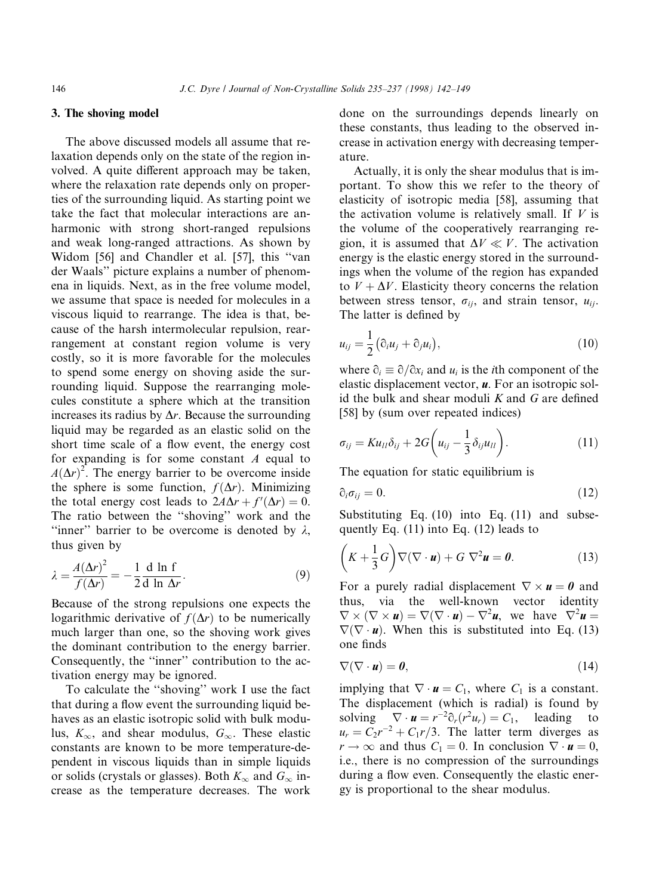## 3. The shoving model

The above discussed models all assume that relaxation depends only on the state of the region involved. A quite different approach may be taken, where the relaxation rate depends only on properties of the surrounding liquid. As starting point we take the fact that molecular interactions are anharmonic with strong short-ranged repulsions and weak long-ranged attractions. As shown by Widom [56] and Chandler et al. [57], this "van der Waals" picture explains a number of phenomena in liquids. Next, as in the free volume model, we assume that space is needed for molecules in a viscous liquid to rearrange. The idea is that, because of the harsh intermolecular repulsion, rearrangement at constant region volume is very costly, so it is more favorable for the molecules to spend some energy on shoving aside the surrounding liquid. Suppose the rearranging molecules constitute a sphere which at the transition increases its radius by $\Delta r$. Because the surrounding liquid may be regarded as an elastic solid on the short time scale of a flow event, the energy cost for expanding is for some constant $A$ equal to $A(\Delta r)^2$. The energy barrier to be overcome inside the sphere is some function, $f(\Delta r)$. Minimizing the total energy cost leads to $2A\Delta r + f'(\Delta r) = 0$. The ratio between the "shoving" work and the "inner" barrier to be overcome is denoted by $\lambda$, thus given by

$$\lambda = \frac{A(\Delta r)^2}{f(\Delta r)} = -\frac{1}{2}\frac{\mathrm{d}\ln f}{\mathrm{d}\ln \Delta r}. \tag{9}$$

Because of the strong repulsions one expects the logarithmic derivative of $f(\Delta r)$ to be numerically much larger than one, so the shoving work gives the dominant contribution to the energy barrier. Consequently, the "inner" contribution to the activation energy may be ignored.

To calculate the "shoving" work I use the fact that during a flow event the surrounding liquid behaves as an elastic isotropic solid with bulk modulus, $K_\infty$, and shear modulus, $G_\infty$. These elastic constants are known to be more temperature-dependent in viscous liquids than in simple liquids or solids (crystals or glasses). Both $K_\infty$ and $G_\infty$ increase as the temperature decreases. The work done on the surroundings depends linearly on these constants, thus leading to the observed increase in activation energy with decreasing temperature.

Actually, it is only the shear modulus that is important. To show this we refer to the theory of elasticity of isotropic media [58], assuming that the activation volume is relatively small. If $V$ is the volume of the cooperatively rearranging region, it is assumed that $\Delta V \ll V$. The activation energy is the elastic energy stored in the surroundings when the volume of the region has expanded to $V + \Delta V$. Elasticity theory concerns the relation between stress tensor, $\sigma_{ij}$, and strain tensor, $u_{ij}$. The latter is defined by

$$u_{ij} = \frac{1}{2}\left(\partial_i u_j + \partial_j u_i\right), \tag{10}$$

where $\partial_i \equiv \partial/\partial x_i$ and $u_i$ is the $i$th component of the elastic displacement vector, $\boldsymbol{u}$. For an isotropic solid the bulk and shear moduli $K$ and $G$ are defined [58] by (sum over repeated indices)

$$\sigma_{ij} = K u_{ll}\delta_{ij} + 2G\left(u_{ij} - \frac{1}{3}\delta_{ij}u_{ll}\right). \tag{11}$$

The equation for static equilibrium is

$$\partial_i \sigma_{ij} = 0. \tag{12}$$

Substituting Eq. (10) into Eq. (11) and subsequently Eq. (11) into Eq. (12) leads to

$$\left(K + \frac{1}{3}G\right)\nabla(\nabla\cdot\boldsymbol{u}) + G\,\nabla^2\boldsymbol{u} = \boldsymbol{0}. \tag{13}$$

For a purely radial displacement $\nabla\times\boldsymbol{u} = \boldsymbol{0}$ and thus, via the well-known vector identity $\nabla\times(\nabla\times\boldsymbol{u}) = \nabla(\nabla\cdot\boldsymbol{u}) - \nabla^2\boldsymbol{u}$, we have $\nabla^2\boldsymbol{u} = \nabla(\nabla\cdot\boldsymbol{u})$. When this is substituted into Eq. (13) one finds

$$\nabla(\nabla\cdot\boldsymbol{u}) = \boldsymbol{0}, \tag{14}$$

implying that $\nabla\cdot\boldsymbol{u} = C_1$, where $C_1$ is a constant. The displacement (which is radial) is found by solving $\nabla\cdot\boldsymbol{u} = r^{-2}\partial_r(r^2 u_r) = C_1$, leading to $u_r = C_2 r^{-2} + C_1 r/3$. The latter term diverges as $r \to \infty$ and thus $C_1 = 0$. In conclusion $\nabla\cdot\boldsymbol{u} = 0$, i.e., there is no compression of the surroundings during a flow even. Consequently the elastic energy is proportional to the shear modulus.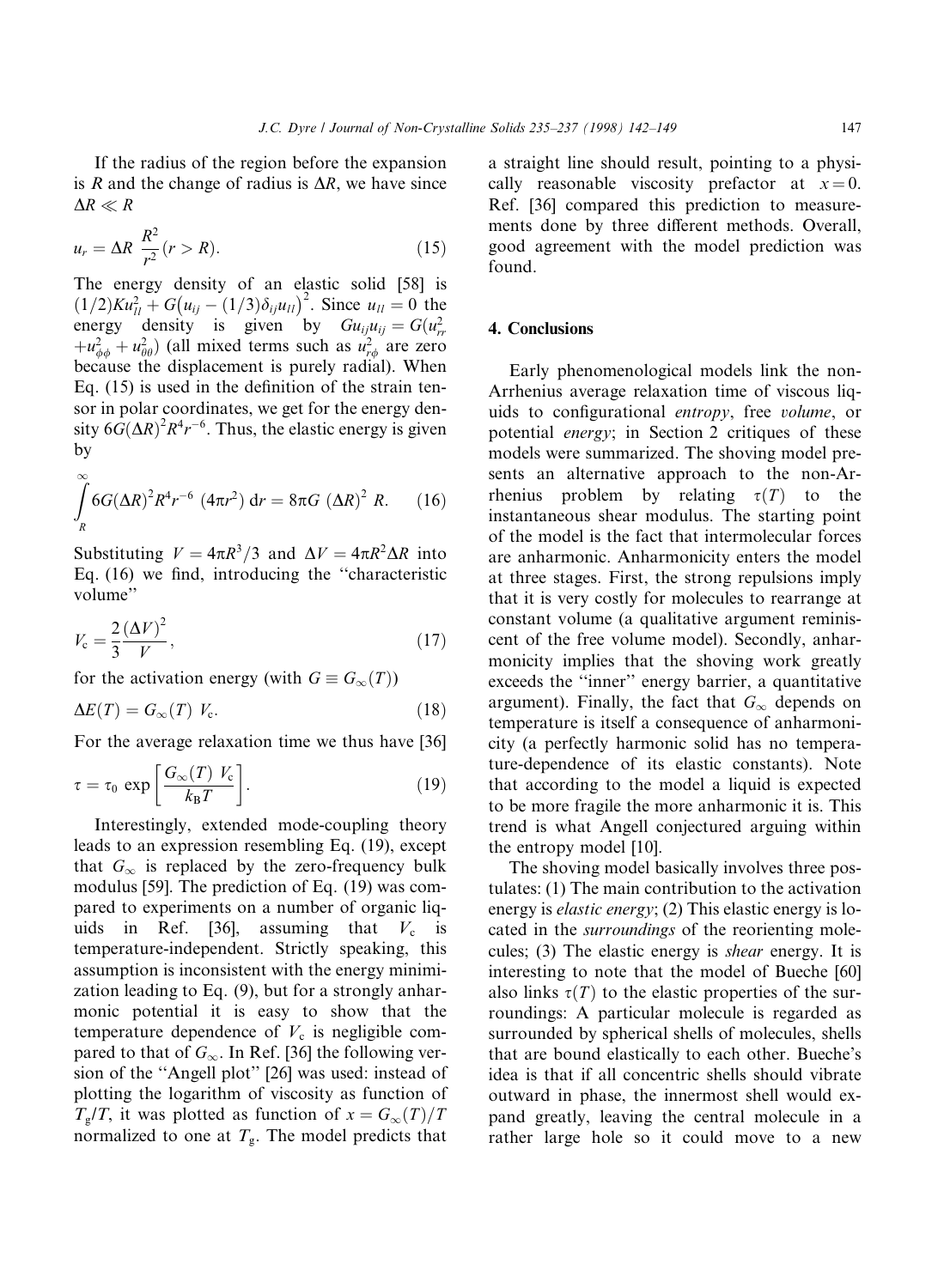If the radius of the region before the expansion is $R$ and the change of radius is $\Delta R$, we have since $\Delta R \ll R$

$$u_r = \Delta R \ \frac{R^2}{r^2} (r > R). \tag{15}$$

The energy density of an elastic solid [58] is $(1/2)Ku_{ll}^2 + G\big(u_{ij} - (1/3)\delta_{ij}u_{ll}\big)^2$. Since $u_{ll} = 0$ the energy density is given by $Gu_{ij}u_{ij} = G(u_{rr}^2 + u_{\phi\phi}^2 + u_{\theta\theta}^2)$ (all mixed terms such as $u_{r\phi}^2$ are zero because the displacement is purely radial). When Eq. (15) is used in the definition of the strain tensor in polar coordinates, we get for the energy density $6G(\Delta R)^2 R^4 r^{-6}$. Thus, the elastic energy is given by

$$\int_R^\infty 6G(\Delta R)^2 R^4 r^{-6} \ (4\pi r^2) \ \mathrm{d}r = 8\pi G \ (\Delta R)^2 \ R. \tag{16}$$

Substituting $V = 4\pi R^3/3$ and $\Delta V = 4\pi R^2 \Delta R$ into Eq. (16) we find, introducing the ''characteristic volume''

$$V_c = \frac{2}{3}\frac{(\Delta V)^2}{V}, \tag{17}$$

for the activation energy (with $G \equiv G_\infty(T)$)

$$\Delta E(T) = G_\infty(T) \ V_c. \tag{18}$$

For the average relaxation time we thus have [36]

$$\tau = \tau_0 \ \exp\left[\frac{G_\infty(T) \ V_c}{k_B T}\right]. \tag{19}$$

Interestingly, extended mode-coupling theory leads to an expression resembling Eq. (19), except that $G_\infty$ is replaced by the zero-frequency bulk modulus [59]. The prediction of Eq. (19) was compared to experiments on a number of organic liquids in Ref. [36], assuming that $V_c$ is temperature-independent. Strictly speaking, this assumption is inconsistent with the energy minimization leading to Eq. (9), but for a strongly anharmonic potential it is easy to show that the temperature dependence of $V_c$ is negligible compared to that of $G_\infty$. In Ref. [36] the following version of the ''Angell plot'' [26] was used: instead of plotting the logarithm of viscosity as function of $T_g/T$, it was plotted as function of $x = G_\infty(T)/T$ normalized to one at $T_g$. The model predicts that a straight line should result, pointing to a physically reasonable viscosity prefactor at $x = 0$. Ref. [36] compared this prediction to measurements done by three different methods. Overall, good agreement with the model prediction was found.

## 4. Conclusions

Early phenomenological models link the non-Arrhenius average relaxation time of viscous liquids to configurational *entropy*, free *volume*, or potential *energy*; in Section 2 critiques of these models were summarized. The shoving model presents an alternative approach to the non-Arrhenius problem by relating $\tau(T)$ to the instantaneous shear modulus. The starting point of the model is the fact that intermolecular forces are anharmonic. Anharmonicity enters the model at three stages. First, the strong repulsions imply that it is very costly for molecules to rearrange at constant volume (a qualitative argument reminiscent of the free volume model). Secondly, anharmonicity implies that the shoving work greatly exceeds the ''inner'' energy barrier, a quantitative argument). Finally, the fact that $G_\infty$ depends on temperature is itself a consequence of anharmonicity (a perfectly harmonic solid has no temperature-dependence of its elastic constants). Note that according to the model a liquid is expected to be more fragile the more anharmonic it is. This trend is what Angell conjectured arguing within the entropy model [10].

The shoving model basically involves three postulates: (1) The main contribution to the activation energy is *elastic energy*; (2) This elastic energy is located in the *surroundings* of the reorienting molecules; (3) The elastic energy is *shear* energy. It is interesting to note that the model of Bueche [60] also links $\tau(T)$ to the elastic properties of the surroundings: A particular molecule is regarded as surrounded by spherical shells of molecules, shells that are bound elastically to each other. Bueche's idea is that if all concentric shells should vibrate outward in phase, the innermost shell would expand greatly, leaving the central molecule in a rather large hole so it could move to a new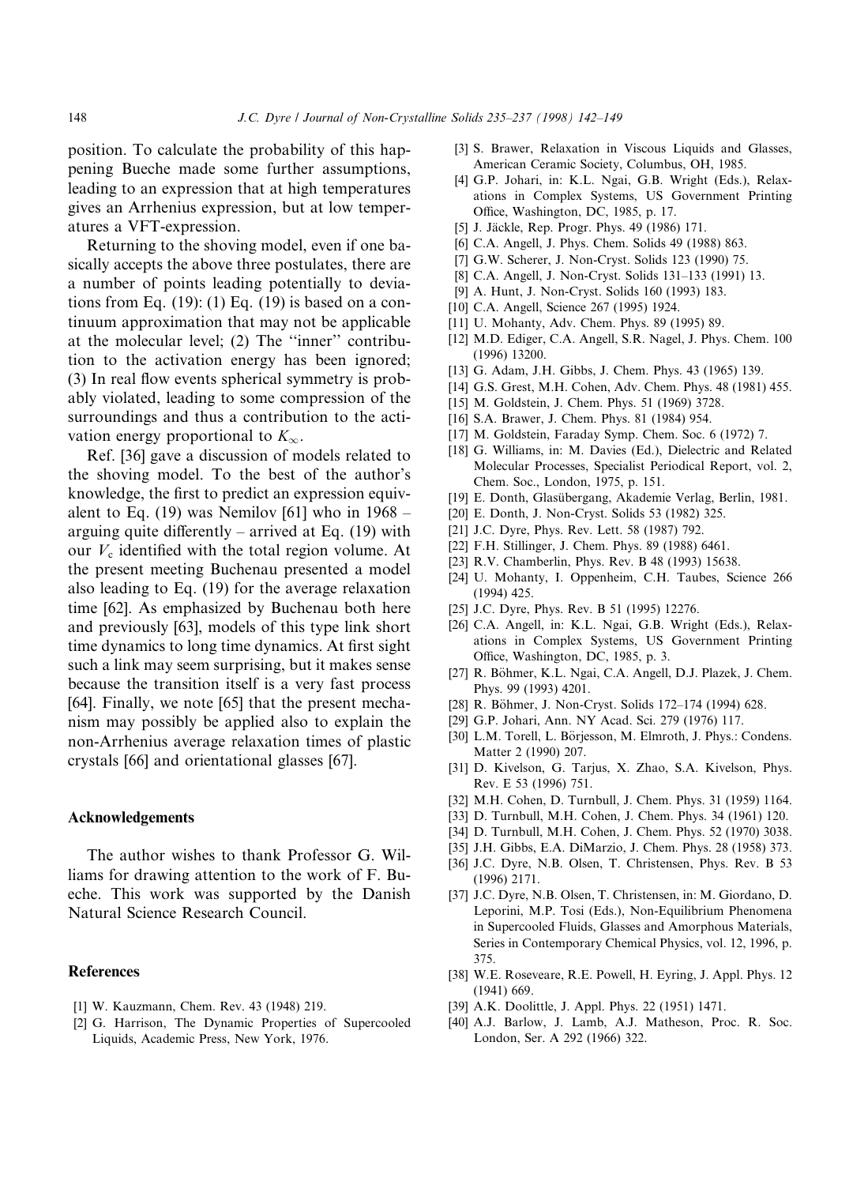position. To calculate the probability of this happening Bueche made some further assumptions, leading to an expression that at high temperatures gives an Arrhenius expression, but at low temperatures a VFT-expression.

Returning to the shoving model, even if one basically accepts the above three postulates, there are a number of points leading potentially to deviations from Eq. (19): (1) Eq. (19) is based on a continuum approximation that may not be applicable at the molecular level; (2) The ''inner'' contribution to the activation energy has been ignored; (3) In real flow events spherical symmetry is probably violated, leading to some compression of the surroundings and thus a contribution to the activation energy proportional to $K_\infty$.

Ref. [36] gave a discussion of models related to the shoving model. To the best of the author's knowledge, the first to predict an expression equivalent to Eq. (19) was Nemilov [61] who in 1968 – arguing quite differently – arrived at Eq. (19) with our $V_c$ identified with the total region volume. At the present meeting Buchenau presented a model also leading to Eq. (19) for the average relaxation time [62]. As emphasized by Buchenau both here and previously [63], models of this type link short time dynamics to long time dynamics. At first sight such a link may seem surprising, but it makes sense because the transition itself is a very fast process [64]. Finally, we note [65] that the present mechanism may possibly be applied also to explain the non-Arrhenius average relaxation times of plastic crystals [66] and orientational glasses [67].

## Acknowledgements

The author wishes to thank Professor G. Williams for drawing attention to the work of F. Bueche. This work was supported by the Danish Natural Science Research Council.

## References

[1] W. Kauzmann, Chem. Rev. 43 (1948) 219.

[2] G. Harrison, The Dynamic Properties of Supercooled Liquids, Academic Press, New York, 1976.

[3] S. Brawer, Relaxation in Viscous Liquids and Glasses, American Ceramic Society, Columbus, OH, 1985.

[4] G.P. Johari, in: K.L. Ngai, G.B. Wright (Eds.), Relaxations in Complex Systems, US Government Printing Office, Washington, DC, 1985, p. 17.

[5] J. Jäckle, Rep. Progr. Phys. 49 (1986) 171.

[6] C.A. Angell, J. Phys. Chem. Solids 49 (1988) 863.

[7] G.W. Scherer, J. Non-Cryst. Solids 123 (1990) 75.

[8] C.A. Angell, J. Non-Cryst. Solids 131–133 (1991) 13.

[9] A. Hunt, J. Non-Cryst. Solids 160 (1993) 183.

[10] C.A. Angell, Science 267 (1995) 1924.

[11] U. Mohanty, Adv. Chem. Phys. 89 (1995) 89.

[12] M.D. Ediger, C.A. Angell, S.R. Nagel, J. Phys. Chem. 100 (1996) 13200.

[13] G. Adam, J.H. Gibbs, J. Chem. Phys. 43 (1965) 139.

[14] G.S. Grest, M.H. Cohen, Adv. Chem. Phys. 48 (1981) 455.

[15] M. Goldstein, J. Chem. Phys. 51 (1969) 3728.

[16] S.A. Brawer, J. Chem. Phys. 81 (1984) 954.

[17] M. Goldstein, Faraday Symp. Chem. Soc. 6 (1972) 7.

[18] G. Williams, in: M. Davies (Ed.), Dielectric and Related Molecular Processes, Specialist Periodical Report, vol. 2, Chem. Soc., London, 1975, p. 151.

[19] E. Donth, Glasübergang, Akademie Verlag, Berlin, 1981.

[20] E. Donth, J. Non-Cryst. Solids 53 (1982) 325.

[21] J.C. Dyre, Phys. Rev. Lett. 58 (1987) 792.

[22] F.H. Stillinger, J. Chem. Phys. 89 (1988) 6461.

[23] R.V. Chamberlin, Phys. Rev. B 48 (1993) 15638.

[24] U. Mohanty, I. Oppenheim, C.H. Taubes, Science 266 (1994) 425.

[25] J.C. Dyre, Phys. Rev. B 51 (1995) 12276.

[26] C.A. Angell, in: K.L. Ngai, G.B. Wright (Eds.), Relaxations in Complex Systems, US Government Printing Office, Washington, DC, 1985, p. 3.

[27] R. Böhmer, K.L. Ngai, C.A. Angell, D.J. Plazek, J. Chem. Phys. 99 (1993) 4201.

[28] R. Böhmer, J. Non-Cryst. Solids 172–174 (1994) 628.

[29] G.P. Johari, Ann. NY Acad. Sci. 279 (1976) 117.

[30] L.M. Torell, L. Börjesson, M. Elmroth, J. Phys.: Condens. Matter 2 (1990) 207.

[31] D. Kivelson, G. Tarjus, X. Zhao, S.A. Kivelson, Phys. Rev. E 53 (1996) 751.

[32] M.H. Cohen, D. Turnbull, J. Chem. Phys. 31 (1959) 1164.

[33] D. Turnbull, M.H. Cohen, J. Chem. Phys. 34 (1961) 120.

[34] D. Turnbull, M.H. Cohen, J. Chem. Phys. 52 (1970) 3038.

[35] J.H. Gibbs, E.A. DiMarzio, J. Chem. Phys. 28 (1958) 373.

[36] J.C. Dyre, N.B. Olsen, T. Christensen, Phys. Rev. B 53 (1996) 2171.

[37] J.C. Dyre, N.B. Olsen, T. Christensen, in: M. Giordano, D. Leporini, M.P. Tosi (Eds.), Non-Equilibrium Phenomena in Supercooled Fluids, Glasses and Amorphous Materials, Series in Contemporary Chemical Physics, vol. 12, 1996, p. 375.

[38] W.E. Roseveare, R.E. Powell, H. Eyring, J. Appl. Phys. 12 (1941) 669.

[39] A.K. Doolittle, J. Appl. Phys. 22 (1951) 1471.

[40] A.J. Barlow, J. Lamb, A.J. Matheson, Proc. R. Soc. London, Ser. A 292 (1966) 322.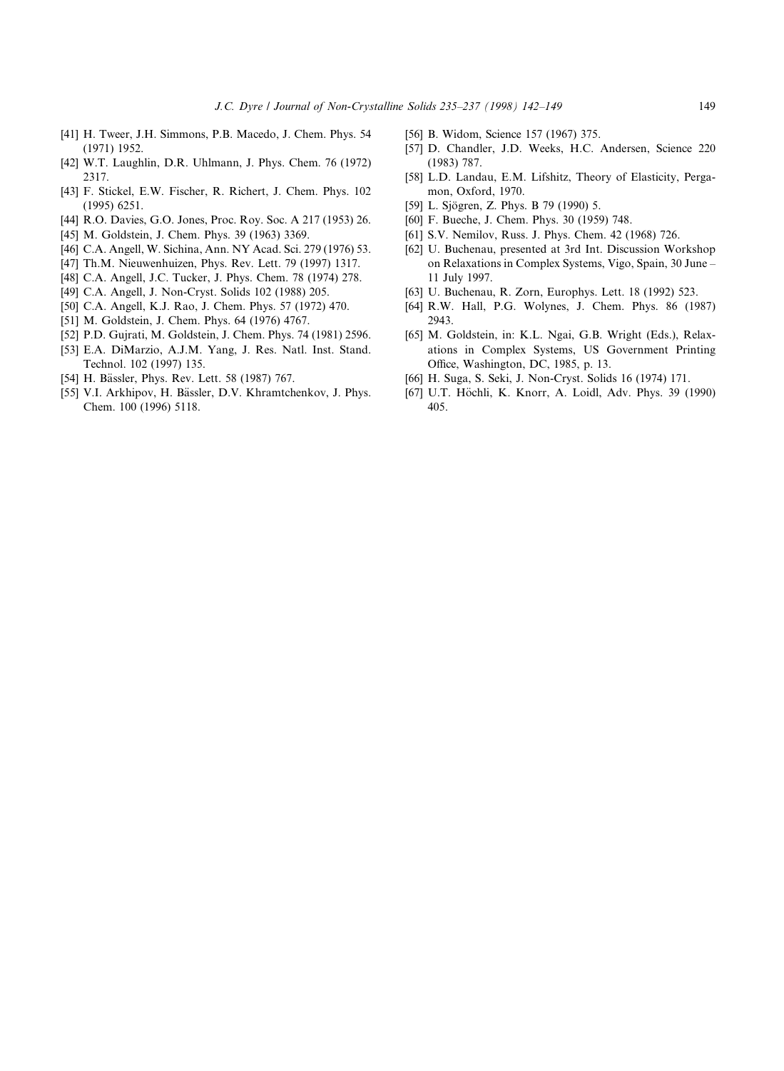[41] H. Tweer, J.H. Simmons, P.B. Macedo, J. Chem. Phys. 54 (1971) 1952.
[42] W.T. Laughlin, D.R. Uhlmann, J. Phys. Chem. 76 (1972) 2317.
[43] F. Stickel, E.W. Fischer, R. Richert, J. Chem. Phys. 102 (1995) 6251.
[44] R.O. Davies, G.O. Jones, Proc. Roy. Soc. A 217 (1953) 26.
[45] M. Goldstein, J. Chem. Phys. 39 (1963) 3369.
[46] C.A. Angell, W. Sichina, Ann. NY Acad. Sci. 279 (1976) 53.
[47] Th.M. Nieuwenhuizen, Phys. Rev. Lett. 79 (1997) 1317.
[48] C.A. Angell, J.C. Tucker, J. Phys. Chem. 78 (1974) 278.
[49] C.A. Angell, J. Non-Cryst. Solids 102 (1988) 205.
[50] C.A. Angell, K.J. Rao, J. Chem. Phys. 57 (1972) 470.
[51] M. Goldstein, J. Chem. Phys. 64 (1976) 4767.
[52] P.D. Gujrati, M. Goldstein, J. Chem. Phys. 74 (1981) 2596.
[53] E.A. DiMarzio, A.J.M. Yang, J. Res. Natl. Inst. Stand. Technol. 102 (1997) 135.
[54] H. Bässler, Phys. Rev. Lett. 58 (1987) 767.
[55] V.I. Arkhipov, H. Bässler, D.V. Khramtchenkov, J. Phys. Chem. 100 (1996) 5118.
[56] B. Widom, Science 157 (1967) 375.
[57] D. Chandler, J.D. Weeks, H.C. Andersen, Science 220 (1983) 787.
[58] L.D. Landau, E.M. Lifshitz, Theory of Elasticity, Pergamon, Oxford, 1970.
[59] L. Sjögren, Z. Phys. B 79 (1990) 5.
[60] F. Bueche, J. Chem. Phys. 30 (1959) 748.
[61] S.V. Nemilov, Russ. J. Phys. Chem. 42 (1968) 726.
[62] U. Buchenau, presented at 3rd Int. Discussion Workshop on Relaxations in Complex Systems, Vigo, Spain, 30 June – 11 July 1997.
[63] U. Buchenau, R. Zorn, Europhys. Lett. 18 (1992) 523.
[64] R.W. Hall, P.G. Wolynes, J. Chem. Phys. 86 (1987) 2943.
[65] M. Goldstein, in: K.L. Ngai, G.B. Wright (Eds.), Relaxations in Complex Systems, US Government Printing Office, Washington, DC, 1985, p. 13.
[66] H. Suga, S. Seki, J. Non-Cryst. Solids 16 (1974) 171.
[67] U.T. Höchli, K. Knorr, A. Loidl, Adv. Phys. 39 (1990) 405.